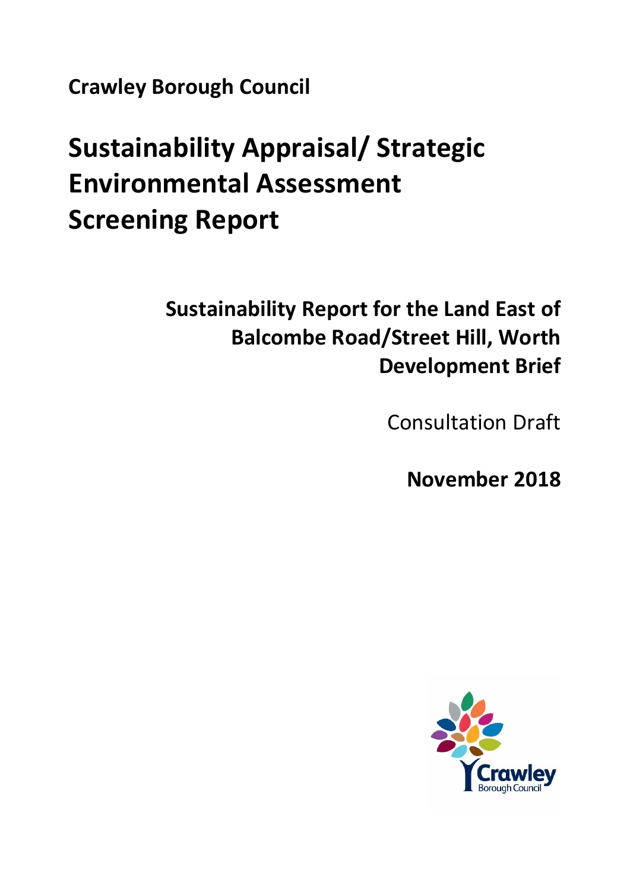**Crawley Borough Council**

# Sustainability Appraisal/ Strategic Environmental Assessment Screening Report

## Sustainability Report for the Land East of Balcombe Road/Street Hill, Worth Development Brief

Consultation Draft

**November 2018**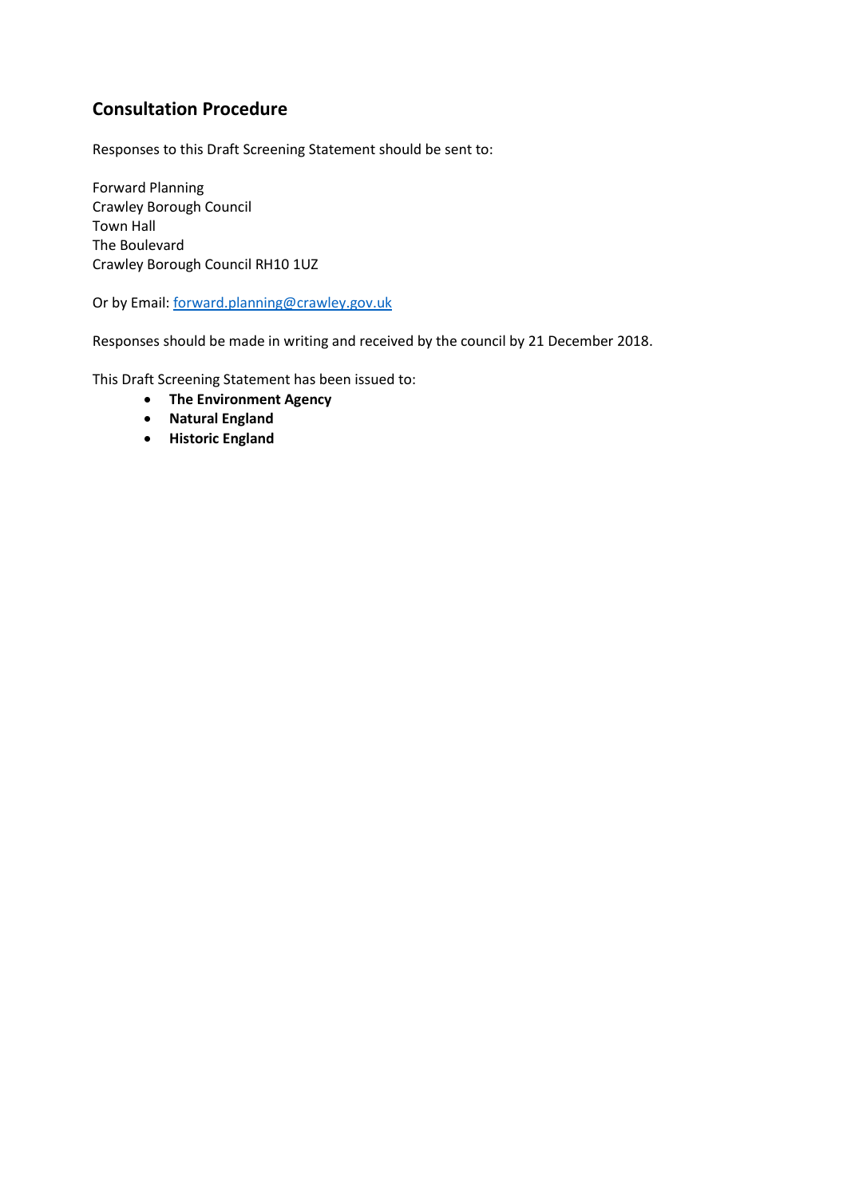## Consultation Procedure

Responses to this Draft Screening Statement should be sent to:

Forward Planning
Crawley Borough Council
Town Hall
The Boulevard
Crawley Borough Council RH10 1UZ

Or by Email: forward.planning@crawley.gov.uk

Responses should be made in writing and received by the council by 21 December 2018.

This Draft Screening Statement has been issued to:

- **The Environment Agency**
- **Natural England**
- **Historic England**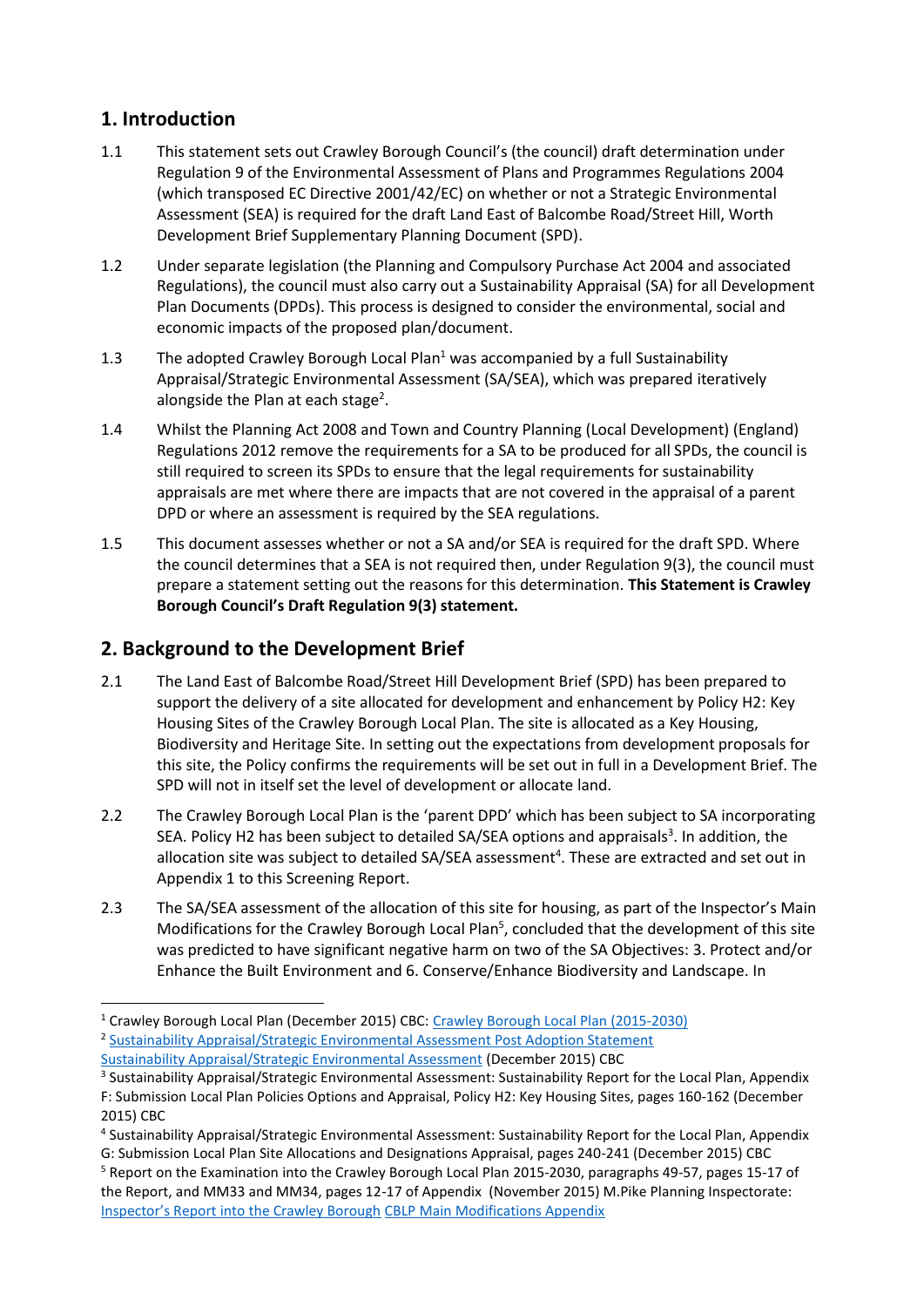## 1. Introduction

1.1 This statement sets out Crawley Borough Council's (the council) draft determination under Regulation 9 of the Environmental Assessment of Plans and Programmes Regulations 2004 (which transposed EC Directive 2001/42/EC) on whether or not a Strategic Environmental Assessment (SEA) is required for the draft Land East of Balcombe Road/Street Hill, Worth Development Brief Supplementary Planning Document (SPD).

1.2 Under separate legislation (the Planning and Compulsory Purchase Act 2004 and associated Regulations), the council must also carry out a Sustainability Appraisal (SA) for all Development Plan Documents (DPDs). This process is designed to consider the environmental, social and economic impacts of the proposed plan/document.

1.3 The adopted Crawley Borough Local Plan[1] was accompanied by a full Sustainability Appraisal/Strategic Environmental Assessment (SA/SEA), which was prepared iteratively alongside the Plan at each stage[2].

1.4 Whilst the Planning Act 2008 and Town and Country Planning (Local Development) (England) Regulations 2012 remove the requirements for a SA to be produced for all SPDs, the council is still required to screen its SPDs to ensure that the legal requirements for sustainability appraisals are met where there are impacts that are not covered in the appraisal of a parent DPD or where an assessment is required by the SEA regulations.

1.5 This document assesses whether or not a SA and/or SEA is required for the draft SPD. Where the council determines that a SEA is not required then, under Regulation 9(3), the council must prepare a statement setting out the reasons for this determination. **This Statement is Crawley Borough Council's Draft Regulation 9(3) statement.**

## 2. Background to the Development Brief

2.1 The Land East of Balcombe Road/Street Hill Development Brief (SPD) has been prepared to support the delivery of a site allocated for development and enhancement by Policy H2: Key Housing Sites of the Crawley Borough Local Plan. The site is allocated as a Key Housing, Biodiversity and Heritage Site. In setting out the expectations from development proposals for this site, the Policy confirms the requirements will be set out in full in a Development Brief. The SPD will not in itself set the level of development or allocate land.

2.2 The Crawley Borough Local Plan is the 'parent DPD' which has been subject to SA incorporating SEA. Policy H2 has been subject to detailed SA/SEA options and appraisals[3]. In addition, the allocation site was subject to detailed SA/SEA assessment[4]. These are extracted and set out in Appendix 1 to this Screening Report.

2.3 The SA/SEA assessment of the allocation of this site for housing, as part of the Inspector's Main Modifications for the Crawley Borough Local Plan[5], concluded that the development of this site was predicted to have significant negative harm on two of the SA Objectives: 3. Protect and/or Enhance the Built Environment and 6. Conserve/Enhance Biodiversity and Landscape. In

---

[1] Crawley Borough Local Plan (December 2015) CBC: Crawley Borough Local Plan (2015-2030)

[2] Sustainability Appraisal/Strategic Environmental Assessment Post Adoption Statement Sustainability Appraisal/Strategic Environmental Assessment (December 2015) CBC

[3] Sustainability Appraisal/Strategic Environmental Assessment: Sustainability Report for the Local Plan, Appendix F: Submission Local Plan Policies Options and Appraisal, Policy H2: Key Housing Sites, pages 160-162 (December 2015) CBC

[4] Sustainability Appraisal/Strategic Environmental Assessment: Sustainability Report for the Local Plan, Appendix G: Submission Local Plan Site Allocations and Designations Appraisal, pages 240-241 (December 2015) CBC

[5] Report on the Examination into the Crawley Borough Local Plan 2015-2030, paragraphs 49-57, pages 15-17 of the Report, and MM33 and MM34, pages 12-17 of Appendix (November 2015) M.Pike Planning Inspectorate: Inspector's Report into the Crawley Borough CBLP Main Modifications Appendix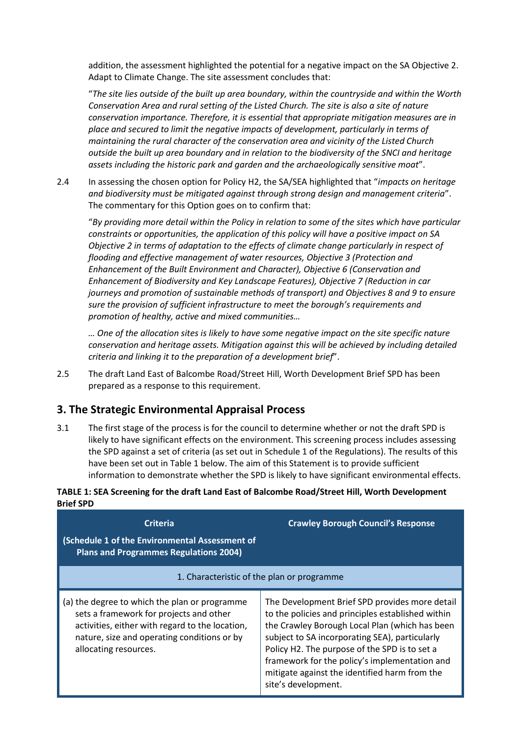addition, the assessment highlighted the potential for a negative impact on the SA Objective 2. Adapt to Climate Change. The site assessment concludes that:

"*The site lies outside of the built up area boundary, within the countryside and within the Worth Conservation Area and rural setting of the Listed Church. The site is also a site of nature conservation importance. Therefore, it is essential that appropriate mitigation measures are in place and secured to limit the negative impacts of development, particularly in terms of maintaining the rural character of the conservation area and vicinity of the Listed Church outside the built up area boundary and in relation to the biodiversity of the SNCI and heritage assets including the historic park and garden and the archaeologically sensitive moat*".

2.4 In assessing the chosen option for Policy H2, the SA/SEA highlighted that "*impacts on heritage and biodiversity must be mitigated against through strong design and management criteria*". The commentary for this Option goes on to confirm that:

"*By providing more detail within the Policy in relation to some of the sites which have particular constraints or opportunities, the application of this policy will have a positive impact on SA Objective 2 in terms of adaptation to the effects of climate change particularly in respect of flooding and effective management of water resources, Objective 3 (Protection and Enhancement of the Built Environment and Character), Objective 6 (Conservation and Enhancement of Biodiversity and Key Landscape Features), Objective 7 (Reduction in car journeys and promotion of sustainable methods of transport) and Objectives 8 and 9 to ensure sure the provision of sufficient infrastructure to meet the borough's requirements and promotion of healthy, active and mixed communities…*

*… One of the allocation sites is likely to have some negative impact on the site specific nature conservation and heritage assets. Mitigation against this will be achieved by including detailed criteria and linking it to the preparation of a development brief*".

2.5 The draft Land East of Balcombe Road/Street Hill, Worth Development Brief SPD has been prepared as a response to this requirement.

## 3. The Strategic Environmental Appraisal Process

3.1 The first stage of the process is for the council to determine whether or not the draft SPD is likely to have significant effects on the environment. This screening process includes assessing the SPD against a set of criteria (as set out in Schedule 1 of the Regulations). The results of this have been set out in Table 1 below. The aim of this Statement is to provide sufficient information to demonstrate whether the SPD is likely to have significant environmental effects.

**TABLE 1: SEA Screening for the draft Land East of Balcombe Road/Street Hill, Worth Development Brief SPD**

| Criteria (Schedule 1 of the Environmental Assessment of Plans and Programmes Regulations 2004) | Crawley Borough Council's Response |
|---|---|
| 1. Characteristic of the plan or programme | |
| (a) the degree to which the plan or programme sets a framework for projects and other activities, either with regard to the location, nature, size and operating conditions or by allocating resources. | The Development Brief SPD provides more detail to the policies and principles established within the Crawley Borough Local Plan (which has been subject to SA incorporating SEA), particularly Policy H2. The purpose of the SPD is to set a framework for the policy's implementation and mitigate against the identified harm from the site's development. |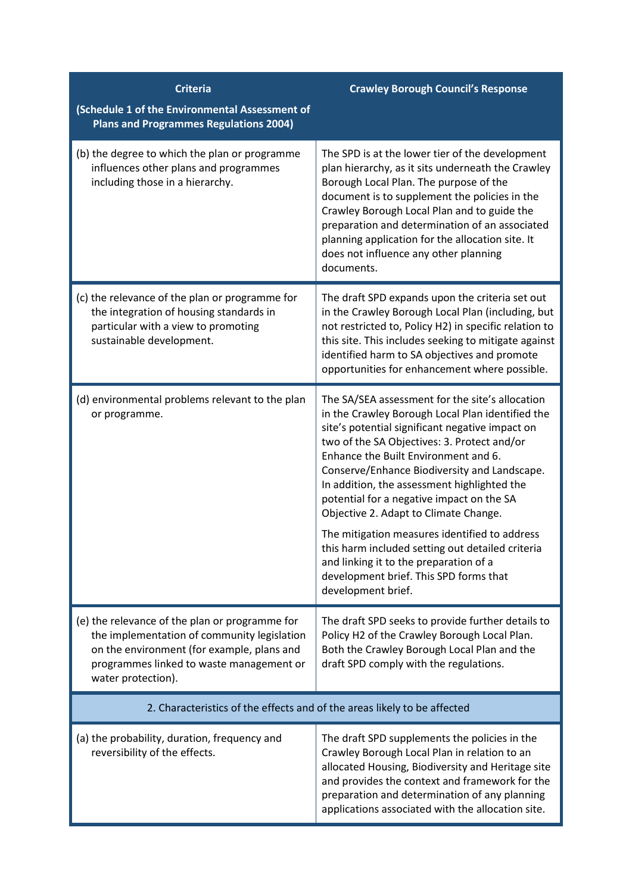| Criteria<br><br>(Schedule 1 of the Environmental Assessment of Plans and Programmes Regulations 2004) | Crawley Borough Council's Response |
|---|---|
| (b) the degree to which the plan or programme influences other plans and programmes including those in a hierarchy. | The SPD is at the lower tier of the development plan hierarchy, as it sits underneath the Crawley Borough Local Plan. The purpose of the document is to supplement the policies in the Crawley Borough Local Plan and to guide the preparation and determination of an associated planning application for the allocation site. It does not influence any other planning documents. |
| (c) the relevance of the plan or programme for the integration of housing standards in particular with a view to promoting sustainable development. | The draft SPD expands upon the criteria set out in the Crawley Borough Local Plan (including, but not restricted to, Policy H2) in specific relation to this site. This includes seeking to mitigate against identified harm to SA objectives and promote opportunities for enhancement where possible. |
| (d) environmental problems relevant to the plan or programme. | The SA/SEA assessment for the site's allocation in the Crawley Borough Local Plan identified the site's potential significant negative impact on two of the SA Objectives: 3. Protect and/or Enhance the Built Environment and 6. Conserve/Enhance Biodiversity and Landscape. In addition, the assessment highlighted the potential for a negative impact on the SA Objective 2. Adapt to Climate Change.<br><br>The mitigation measures identified to address this harm included setting out detailed criteria and linking it to the preparation of a development brief. This SPD forms that development brief. |
| (e) the relevance of the plan or programme for the implementation of community legislation on the environment (for example, plans and programmes linked to waste management or water protection). | The draft SPD seeks to provide further details to Policy H2 of the Crawley Borough Local Plan. Both the Crawley Borough Local Plan and the draft SPD comply with the regulations. |
| **2. Characteristics of the effects and of the areas likely to be affected** | |
| (a) the probability, duration, frequency and reversibility of the effects. | The draft SPD supplements the policies in the Crawley Borough Local Plan in relation to an allocated Housing, Biodiversity and Heritage site and provides the context and framework for the preparation and determination of any planning applications associated with the allocation site. |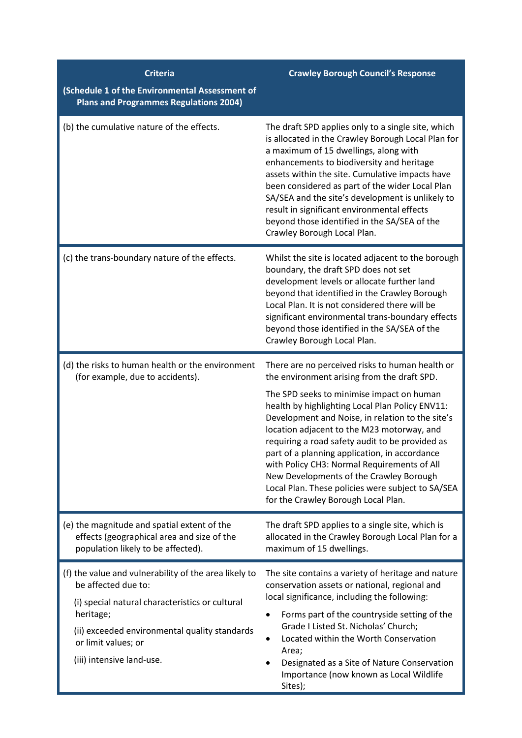| Criteria<br><br>(Schedule 1 of the Environmental Assessment of Plans and Programmes Regulations 2004) | Crawley Borough Council's Response |
| --- | --- |
| (b) the cumulative nature of the effects. | The draft SPD applies only to a single site, which is allocated in the Crawley Borough Local Plan for a maximum of 15 dwellings, along with enhancements to biodiversity and heritage assets within the site. Cumulative impacts have been considered as part of the wider Local Plan SA/SEA and the site's development is unlikely to result in significant environmental effects beyond those identified in the SA/SEA of the Crawley Borough Local Plan. |
| (c) the trans-boundary nature of the effects. | Whilst the site is located adjacent to the borough boundary, the draft SPD does not set development levels or allocate further land beyond that identified in the Crawley Borough Local Plan. It is not considered there will be significant environmental trans-boundary effects beyond those identified in the SA/SEA of the Crawley Borough Local Plan. |
| (d) the risks to human health or the environment (for example, due to accidents). | There are no perceived risks to human health or the environment arising from the draft SPD.<br><br>The SPD seeks to minimise impact on human health by highlighting Local Plan Policy ENV11: Development and Noise, in relation to the site's location adjacent to the M23 motorway, and requiring a road safety audit to be provided as part of a planning application, in accordance with Policy CH3: Normal Requirements of All New Developments of the Crawley Borough Local Plan. These policies were subject to SA/SEA for the Crawley Borough Local Plan. |
| (e) the magnitude and spatial extent of the effects (geographical area and size of the population likely to be affected). | The draft SPD applies to a single site, which is allocated in the Crawley Borough Local Plan for a maximum of 15 dwellings. |
| (f) the value and vulnerability of the area likely to be affected due to:<br><br>(i) special natural characteristics or cultural heritage;<br><br>(ii) exceeded environmental quality standards or limit values; or<br><br>(iii) intensive land-use. | The site contains a variety of heritage and nature conservation assets or national, regional and local significance, including the following:<br><br>• Forms part of the countryside setting of the Grade I Listed St. Nicholas' Church;<br>• Located within the Worth Conservation Area;<br>• Designated as a Site of Nature Conservation Importance (now known as Local Wildlife Sites); |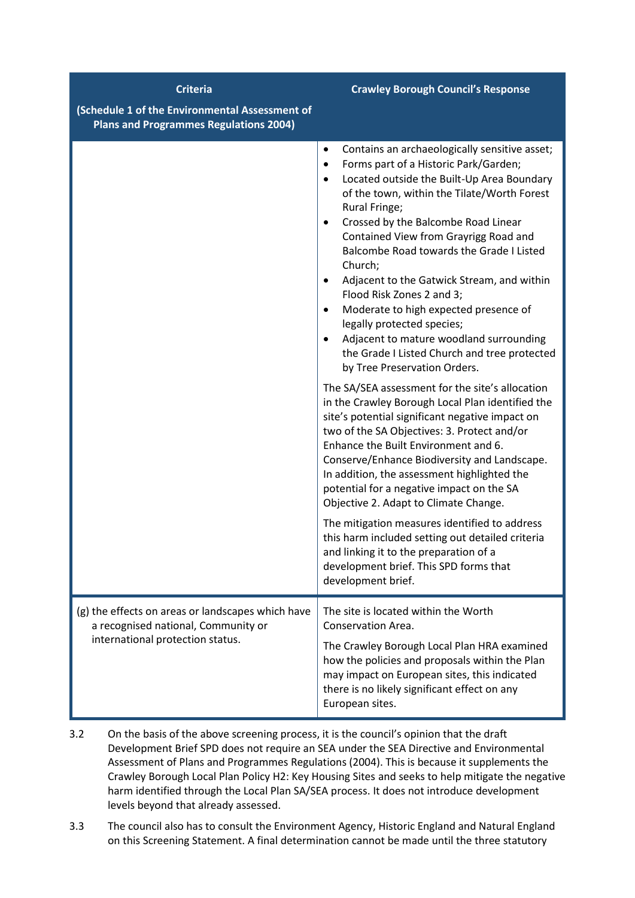| Criteria (Schedule 1 of the Environmental Assessment of Plans and Programmes Regulations 2004) | Crawley Borough Council's Response |
|---|---|
| | • Contains an archaeologically sensitive asset;<br>• Forms part of a Historic Park/Garden;<br>• Located outside the Built-Up Area Boundary of the town, within the Tilate/Worth Forest Rural Fringe;<br>• Crossed by the Balcombe Road Linear Contained View from Grayrigg Road and Balcombe Road towards the Grade I Listed Church;<br>• Adjacent to the Gatwick Stream, and within Flood Risk Zones 2 and 3;<br>• Moderate to high expected presence of legally protected species;<br>• Adjacent to mature woodland surrounding the Grade I Listed Church and tree protected by Tree Preservation Orders.<br><br>The SA/SEA assessment for the site's allocation in the Crawley Borough Local Plan identified the site's potential significant negative impact on two of the SA Objectives: 3. Protect and/or Enhance the Built Environment and 6. Conserve/Enhance Biodiversity and Landscape. In addition, the assessment highlighted the potential for a negative impact on the SA Objective 2. Adapt to Climate Change.<br><br>The mitigation measures identified to address this harm included setting out detailed criteria and linking it to the preparation of a development brief. This SPD forms that development brief. |
| (g) the effects on areas or landscapes which have a recognised national, Community or international protection status. | The site is located within the Worth Conservation Area.<br><br>The Crawley Borough Local Plan HRA examined how the policies and proposals within the Plan may impact on European sites, this indicated there is no likely significant effect on any European sites. |

3.2 On the basis of the above screening process, it is the council's opinion that the draft Development Brief SPD does not require an SEA under the SEA Directive and Environmental Assessment of Plans and Programmes Regulations (2004). This is because it supplements the Crawley Borough Local Plan Policy H2: Key Housing Sites and seeks to help mitigate the negative harm identified through the Local Plan SA/SEA process. It does not introduce development levels beyond that already assessed.

3.3 The council also has to consult the Environment Agency, Historic England and Natural England on this Screening Statement. A final determination cannot be made until the three statutory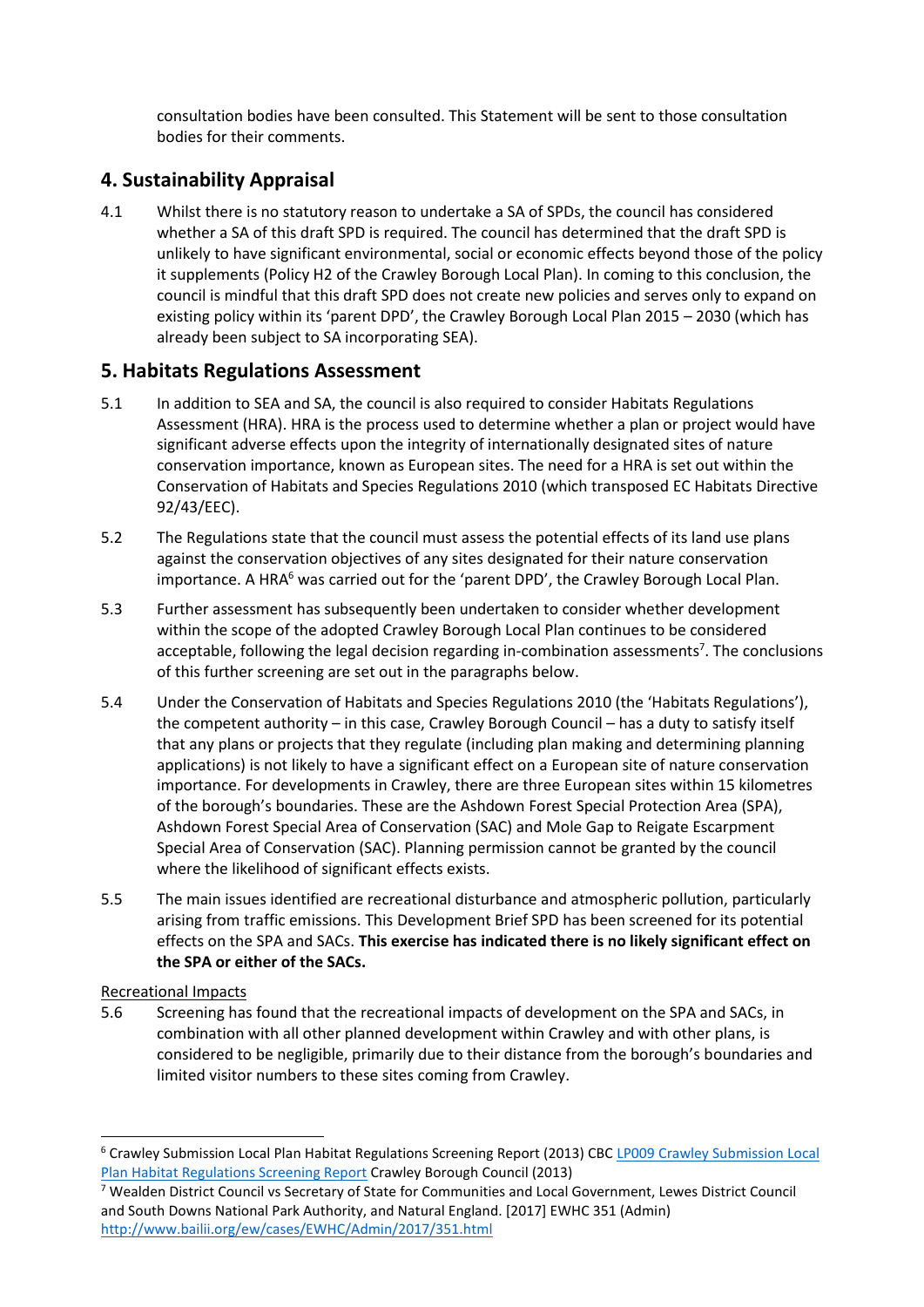consultation bodies have been consulted. This Statement will be sent to those consultation bodies for their comments.

## 4. Sustainability Appraisal

4.1 Whilst there is no statutory reason to undertake a SA of SPDs, the council has considered whether a SA of this draft SPD is required. The council has determined that the draft SPD is unlikely to have significant environmental, social or economic effects beyond those of the policy it supplements (Policy H2 of the Crawley Borough Local Plan). In coming to this conclusion, the council is mindful that this draft SPD does not create new policies and serves only to expand on existing policy within its 'parent DPD', the Crawley Borough Local Plan 2015 – 2030 (which has already been subject to SA incorporating SEA).

## 5. Habitats Regulations Assessment

5.1 In addition to SEA and SA, the council is also required to consider Habitats Regulations Assessment (HRA). HRA is the process used to determine whether a plan or project would have significant adverse effects upon the integrity of internationally designated sites of nature conservation importance, known as European sites. The need for a HRA is set out within the Conservation of Habitats and Species Regulations 2010 (which transposed EC Habitats Directive 92/43/EEC).

5.2 The Regulations state that the council must assess the potential effects of its land use plans against the conservation objectives of any sites designated for their nature conservation importance. A HRA[6] was carried out for the 'parent DPD', the Crawley Borough Local Plan.

5.3 Further assessment has subsequently been undertaken to consider whether development within the scope of the adopted Crawley Borough Local Plan continues to be considered acceptable, following the legal decision regarding in-combination assessments[7]. The conclusions of this further screening are set out in the paragraphs below.

5.4 Under the Conservation of Habitats and Species Regulations 2010 (the 'Habitats Regulations'), the competent authority – in this case, Crawley Borough Council – has a duty to satisfy itself that any plans or projects that they regulate (including plan making and determining planning applications) is not likely to have a significant effect on a European site of nature conservation importance. For developments in Crawley, there are three European sites within 15 kilometres of the borough's boundaries. These are the Ashdown Forest Special Protection Area (SPA), Ashdown Forest Special Area of Conservation (SAC) and Mole Gap to Reigate Escarpment Special Area of Conservation (SAC). Planning permission cannot be granted by the council where the likelihood of significant effects exists.

5.5 The main issues identified are recreational disturbance and atmospheric pollution, particularly arising from traffic emissions. This Development Brief SPD has been screened for its potential effects on the SPA and SACs. **This exercise has indicated there is no likely significant effect on the SPA or either of the SACs.**

Recreational Impacts

5.6 Screening has found that the recreational impacts of development on the SPA and SACs, in combination with all other planned development within Crawley and with other plans, is considered to be negligible, primarily due to their distance from the borough's boundaries and limited visitor numbers to these sites coming from Crawley.

---

[6] Crawley Submission Local Plan Habitat Regulations Screening Report (2013) CBC LP009 Crawley Submission Local Plan Habitat Regulations Screening Report Crawley Borough Council (2013)

[7] Wealden District Council vs Secretary of State for Communities and Local Government, Lewes District Council and South Downs National Park Authority, and Natural England. [2017] EWHC 351 (Admin) http://www.bailii.org/ew/cases/EWHC/Admin/2017/351.html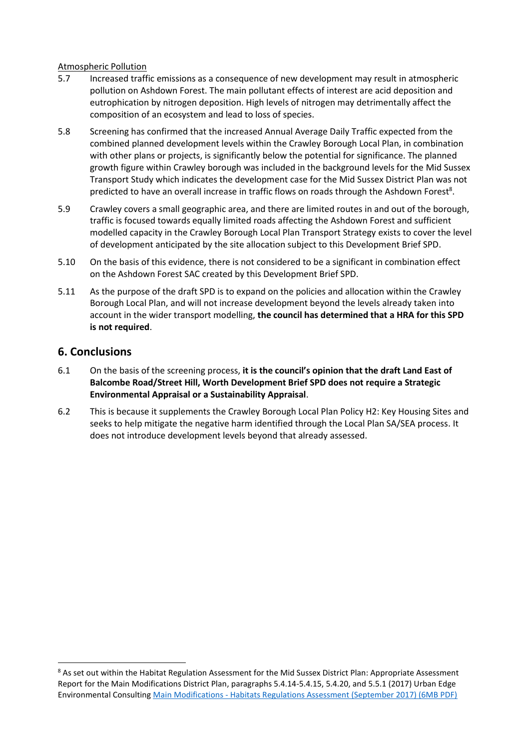Atmospheric Pollution

5.7 Increased traffic emissions as a consequence of new development may result in atmospheric pollution on Ashdown Forest. The main pollutant effects of interest are acid deposition and eutrophication by nitrogen deposition. High levels of nitrogen may detrimentally affect the composition of an ecosystem and lead to loss of species.

5.8 Screening has confirmed that the increased Annual Average Daily Traffic expected from the combined planned development levels within the Crawley Borough Local Plan, in combination with other plans or projects, is significantly below the potential for significance. The planned growth figure within Crawley borough was included in the background levels for the Mid Sussex Transport Study which indicates the development case for the Mid Sussex District Plan was not predicted to have an overall increase in traffic flows on roads through the Ashdown Forest[8].

5.9 Crawley covers a small geographic area, and there are limited routes in and out of the borough, traffic is focused towards equally limited roads affecting the Ashdown Forest and sufficient modelled capacity in the Crawley Borough Local Plan Transport Strategy exists to cover the level of development anticipated by the site allocation subject to this Development Brief SPD.

5.10 On the basis of this evidence, there is not considered to be a significant in combination effect on the Ashdown Forest SAC created by this Development Brief SPD.

5.11 As the purpose of the draft SPD is to expand on the policies and allocation within the Crawley Borough Local Plan, and will not increase development beyond the levels already taken into account in the wider transport modelling, **the council has determined that a HRA for this SPD is not required**.

## 6. Conclusions

6.1 On the basis of the screening process, **it is the council's opinion that the draft Land East of Balcombe Road/Street Hill, Worth Development Brief SPD does not require a Strategic Environmental Appraisal or a Sustainability Appraisal**.

6.2 This is because it supplements the Crawley Borough Local Plan Policy H2: Key Housing Sites and seeks to help mitigate the negative harm identified through the Local Plan SA/SEA process. It does not introduce development levels beyond that already assessed.

---

[8] As set out within the Habitat Regulation Assessment for the Mid Sussex District Plan: Appropriate Assessment Report for the Main Modifications District Plan, paragraphs 5.4.14-5.4.15, 5.4.20, and 5.5.1 (2017) Urban Edge Environmental Consulting Main Modifications - Habitats Regulations Assessment (September 2017) (6MB PDF)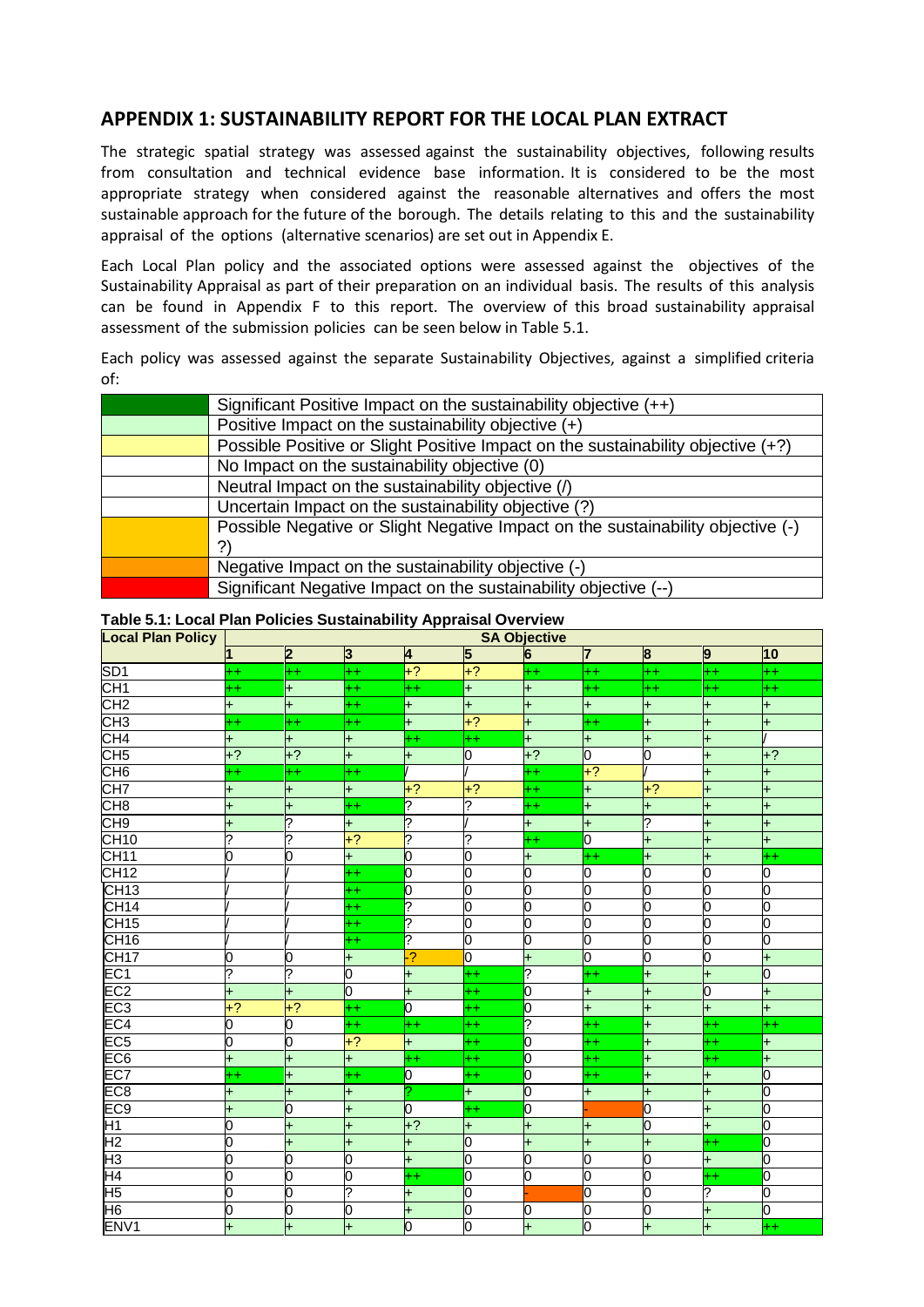## APPENDIX 1: SUSTAINABILITY REPORT FOR THE LOCAL PLAN EXTRACT

The strategic spatial strategy was assessed against the sustainability objectives, following results from consultation and technical evidence base information. It is considered to be the most appropriate strategy when considered against the reasonable alternatives and offers the most sustainable approach for the future of the borough. The details relating to this and the sustainability appraisal of the options (alternative scenarios) are set out in Appendix E.

Each Local Plan policy and the associated options were assessed against the objectives of the Sustainability Appraisal as part of their preparation on an individual basis. The results of this analysis can be found in Appendix F to this report. The overview of this broad sustainability appraisal assessment of the submission policies can be seen below in Table 5.1.

Each policy was assessed against the separate Sustainability Objectives, against a simplified criteria of:

| | |
|---|---|
| | Significant Positive Impact on the sustainability objective (++) |
| | Positive Impact on the sustainability objective (+) |
| | Possible Positive or Slight Positive Impact on the sustainability objective (+?) |
| | No Impact on the sustainability objective (0) |
| | Neutral Impact on the sustainability objective (/) |
| | Uncertain Impact on the sustainability objective (?) |
| | Possible Negative or Slight Negative Impact on the sustainability objective (-) ?) |
| | Negative Impact on the sustainability objective (-) |
| | Significant Negative Impact on the sustainability objective (--) |

**Table 5.1: Local Plan Policies Sustainability Appraisal Overview**

| Local Plan Policy | SA Objective | | | | | | | | | |
|---|---|---|---|---|---|---|---|---|---|---|
| | 1 | 2 | 3 | 4 | 5 | 6 | 7 | 8 | 9 | 10 |
| SD1 | ++ | ++ | ++ | +? | +? | ++ | ++ | ++ | ++ | ++ |
| CH1 | ++ | + | ++ | ++ | + | + | ++ | ++ | ++ | ++ |
| CH2 | + | + | ++ | + | + | + | + | + | + | + |
| CH3 | ++ | ++ | ++ | + | +? | + | ++ | + | + | + |
| CH4 | + | + | + | ++ | ++ | + | + | + | + | / |
| CH5 | +? | +? | + | + | 0 | +? | 0 | 0 | + | +? |
| CH6 | ++ | ++ | ++ | / | / | ++ | +? | / | + | + |
| CH7 | + | + | + | +? | +? | ++ | + | +? | + | + |
| CH8 | + | + | ++ | ? | ? | ++ | + | + | + | + |
| CH9 | + | ? | + | ? | / | + | + | ? | + | + |
| CH10 | ? | ? | +? | ? | ? | ++ | 0 | + | + | + |
| CH11 | 0 | 0 | + | 0 | 0 | + | ++ | + | + | ++ |
| CH12 | / | / | ++ | 0 | 0 | 0 | 0 | 0 | 0 | 0 |
| CH13 | / | / | ++ | 0 | 0 | 0 | 0 | 0 | 0 | 0 |
| CH14 | / | / | ++ | ? | 0 | 0 | 0 | 0 | 0 | 0 |
| CH15 | / | / | ++ | ? | 0 | 0 | 0 | 0 | 0 | 0 |
| CH16 | / | / | ++ | ? | 0 | 0 | 0 | 0 | 0 | 0 |
| CH17 | 0 | 0 | + | -? | 0 | + | 0 | 0 | 0 | + |
| EC1 | ? | ? | 0 | + | ++ | ? | ++ | + | + | 0 |
| EC2 | + | + | 0 | + | ++ | 0 | + | + | 0 | + |
| EC3 | +? | +? | ++ | 0 | ++ | 0 | + | + | + | + |
| EC4 | 0 | 0 | ++ | ++ | ++ | ? | ++ | + | ++ | ++ |
| EC5 | 0 | 0 | +? | + | ++ | 0 | ++ | + | ++ | + |
| EC6 | + | + | + | ++ | ++ | 0 | ++ | + | ++ | + |
| EC7 | ++ | + | ++ | 0 | ++ | 0 | ++ | + | + | 0 |
| EC8 | + | + | + | ? | + | 0 | + | + | + | 0 |
| EC9 | + | 0 | + | 0 | ++ | 0 | - | 0 | + | 0 |
| H1 | 0 | + | + | +? | + | + | + | 0 | + | 0 |
| H2 | 0 | + | + | + | 0 | + | + | + | ++ | 0 |
| H3 | 0 | 0 | 0 | + | 0 | 0 | 0 | 0 | + | 0 |
| H4 | 0 | 0 | 0 | ++ | 0 | 0 | 0 | 0 | ++ | 0 |
| H5 | 0 | 0 | ? | + | 0 | - | 0 | 0 | ? | 0 |
| H6 | 0 | 0 | 0 | + | 0 | 0 | 0 | 0 | + | 0 |
| ENV1 | + | + | + | 0 | 0 | + | 0 | + | + | ++ |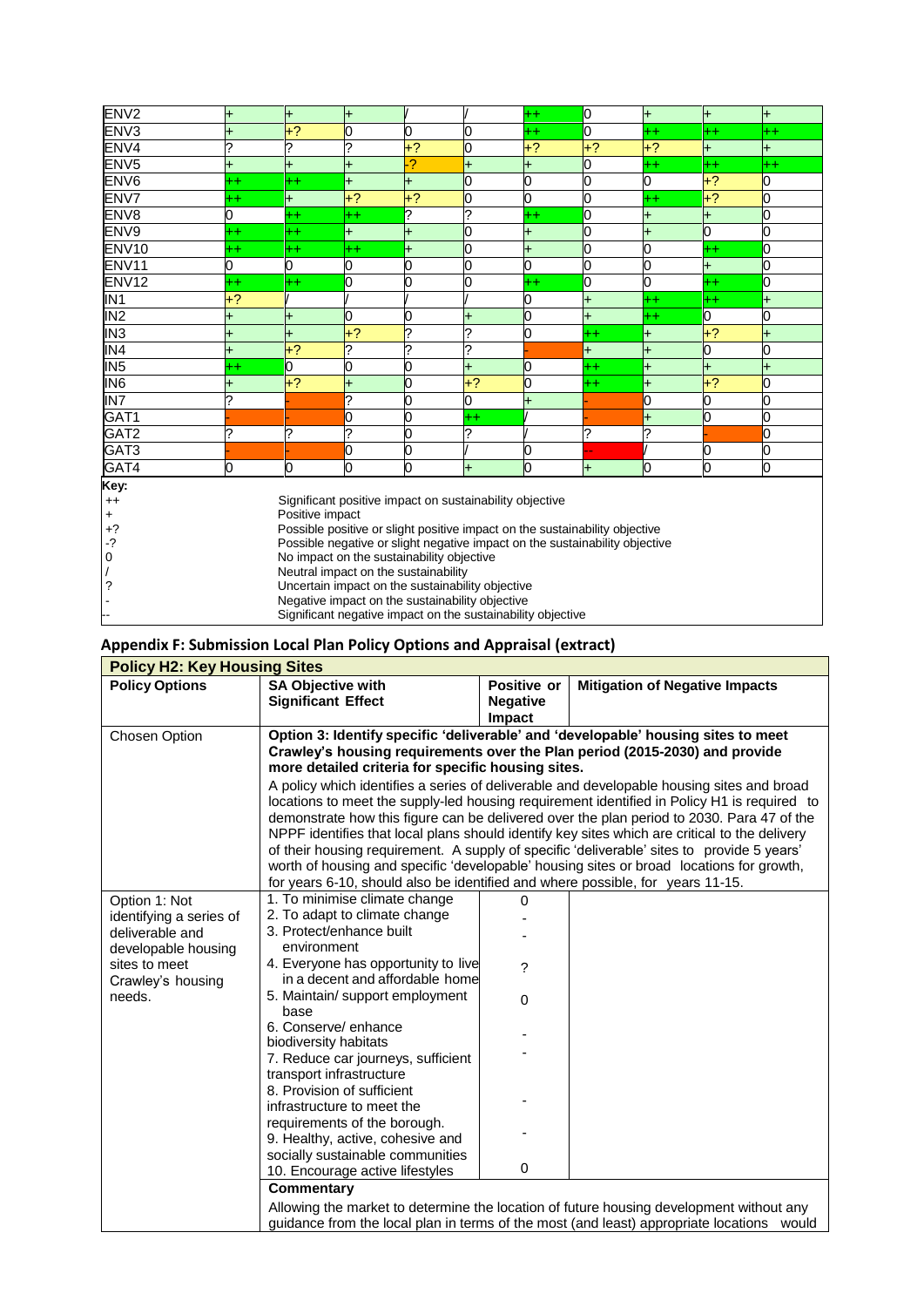| | | | | | | | | | | |
|---|---|---|---|---|---|---|---|---|---|---|
| ENV2 | + | + | + | / | / | ++ | 0 | + | + | + |
| ENV3 | + | +? | 0 | 0 | 0 | ++ | 0 | ++ | ++ | ++ |
| ENV4 | ? | ? | ? | +? | 0 | +? | +? | +? | + | + |
| ENV5 | + | + | + | -? | + | + | 0 | ++ | ++ | ++ |
| ENV6 | ++ | ++ | + | + | 0 | 0 | 0 | 0 | +? | 0 |
| ENV7 | ++ | + | +? | +? | 0 | 0 | 0 | ++ | +? | 0 |
| ENV8 | 0 | ++ | ++ | ? | ? | ++ | 0 | + | + | 0 |
| ENV9 | ++ | ++ | + | + | 0 | + | 0 | + | 0 | 0 |
| ENV10 | ++ | ++ | ++ | + | 0 | + | 0 | 0 | ++ | 0 |
| ENV11 | 0 | 0 | 0 | 0 | 0 | 0 | 0 | 0 | + | 0 |
| ENV12 | ++ | ++ | 0 | 0 | 0 | ++ | 0 | 0 | ++ | 0 |
| IN1 | +? | / | / | / | / | 0 | + | ++ | ++ | + |
| IN2 | + | + | 0 | 0 | + | 0 | + | ++ | 0 | 0 |
| IN3 | + | + | +? | ? | ? | 0 | ++ | + | +? | + |
| IN4 | + | +? | ? | ? | ? | - | + | + | 0 | 0 |
| IN5 | ++ | 0 | 0 | 0 | + | 0 | ++ | + | + | + |
| IN6 | + | +? | + | 0 | +? | 0 | ++ | + | +? | 0 |
| IN7 | ? | - | ? | 0 | 0 | + | - | 0 | 0 | 0 |
| GAT1 | - | - | 0 | 0 | ++ | / | - | + | 0 | 0 |
| GAT2 | ? | ? | ? | 0 | ? | / | ? | ? | - | 0 |
| GAT3 | - | - | 0 | 0 | / | 0 | -- | / | 0 | 0 |
| GAT4 | 0 | 0 | 0 | 0 | + | 0 | + | 0 | 0 | 0 |

**Key:**

| | |
|---|---|
| ++ | Significant positive impact on sustainability objective |
| + | Positive impact |
| +? | Possible positive or slight positive impact on the sustainability objective |
| -? | Possible negative or slight negative impact on the sustainability objective |
| 0 | No impact on the sustainability objective |
| / | Neutral impact on the sustainability |
| ? | Uncertain impact on the sustainability objective |
| - | Negative impact on the sustainability objective |
| -- | Significant negative impact on the sustainability objective |

## Appendix F: Submission Local Plan Policy Options and Appraisal (extract)

| **Policy H2: Key Housing Sites** | | | |
|---|---|---|---|
| **Policy Options** | **SA Objective with Significant Effect** | **Positive or Negative Impact** | **Mitigation of Negative Impacts** |
| Chosen Option | **Option 3: Identify specific 'deliverable' and 'developable' housing sites to meet Crawley's housing requirements over the Plan period (2015-2030) and provide more detailed criteria for specific housing sites.**<br><br>A policy which identifies a series of deliverable and developable housing sites and broad locations to meet the supply-led housing requirement identified in Policy H1 is required to demonstrate how this figure can be delivered over the plan period to 2030. Para 47 of the NPPF identifies that local plans should identify key sites which are critical to the delivery of their housing requirement. A supply of specific 'deliverable' sites to provide 5 years' worth of housing and specific 'developable' housing sites or broad locations for growth, for years 6-10, should also be identified and where possible, for years 11-15. | | |
| Option 1: Not identifying a series of deliverable and developable housing sites to meet Crawley's housing needs. | 1. To minimise climate change | 0 | |
| | 2. To adapt to climate change | - | |
| | 3. Protect/enhance built environment | - | |
| | 4. Everyone has opportunity to live in a decent and affordable home | ? | |
| | 5. Maintain/ support employment base | 0 | |
| | 6. Conserve/ enhance biodiversity habitats | - | |
| | 7. Reduce car journeys, sufficient transport infrastructure | - | |
| | 8. Provision of sufficient infrastructure to meet the requirements of the borough. | - | |
| | 9. Healthy, active, cohesive and socially sustainable communities | - | |
| | 10. Encourage active lifestyles | 0 | |
| | **Commentary**<br><br>Allowing the market to determine the location of future housing development without any guidance from the local plan in terms of the most (and least) appropriate locations would | | |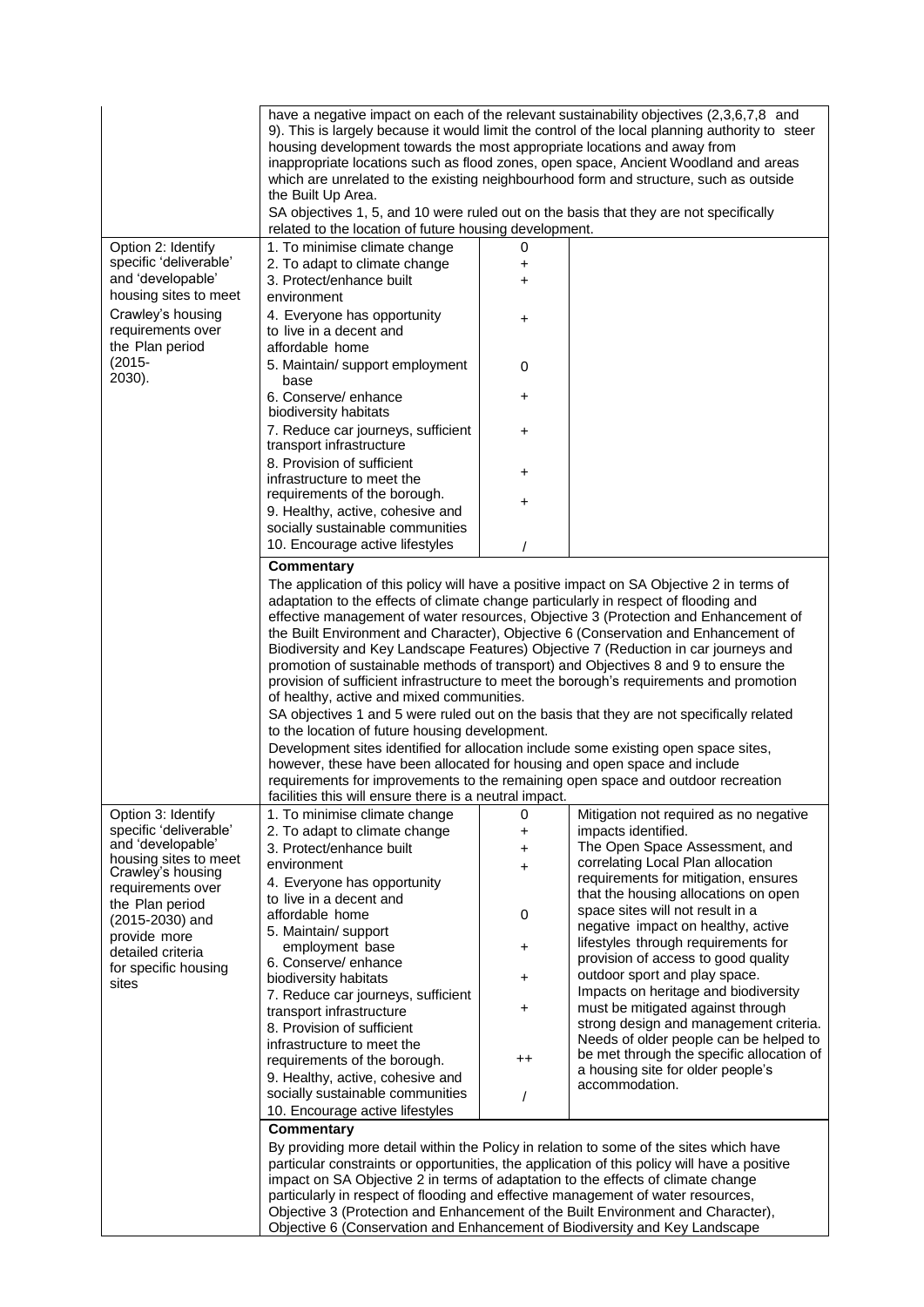| | | | |
|---|---|---|---|
| | have a negative impact on each of the relevant sustainability objectives (2,3,6,7,8 and 9). This is largely because it would limit the control of the local planning authority to steer housing development towards the most appropriate locations and away from inappropriate locations such as flood zones, open space, Ancient Woodland and areas which are unrelated to the existing neighbourhood form and structure, such as outside the Built Up Area.<br>SA objectives 1, 5, and 10 were ruled out on the basis that they are not specifically related to the location of future housing development. | | |
| Option 2: Identify specific 'deliverable' and 'developable' housing sites to meet Crawley's housing requirements over the Plan period (2015-2030). | 1. To minimise climate change | 0 | |
| | 2. To adapt to climate change | + | |
| | 3. Protect/enhance built environment | + | |
| | 4. Everyone has opportunity to live in a decent and affordable home | + | |
| | 5. Maintain/ support employment base | 0 | |
| | 6. Conserve/ enhance biodiversity habitats | + | |
| | 7. Reduce car journeys, sufficient transport infrastructure | + | |
| | 8. Provision of sufficient infrastructure to meet the requirements of the borough. | + | |
| | 9. Healthy, active, cohesive and socially sustainable communities | + | |
| | 10. Encourage active lifestyles | / | |
| | **Commentary**<br>The application of this policy will have a positive impact on SA Objective 2 in terms of adaptation to the effects of climate change particularly in respect of flooding and effective management of water resources, Objective 3 (Protection and Enhancement of the Built Environment and Character), Objective 6 (Conservation and Enhancement of Biodiversity and Key Landscape Features) Objective 7 (Reduction in car journeys and promotion of sustainable methods of transport) and Objectives 8 and 9 to ensure the provision of sufficient infrastructure to meet the borough's requirements and promotion of healthy, active and mixed communities.<br>SA objectives 1 and 5 were ruled out on the basis that they are not specifically related to the location of future housing development.<br>Development sites identified for allocation include some existing open space sites, however, these have been allocated for housing and open space and include requirements for improvements to the remaining open space and outdoor recreation facilities this will ensure there is a neutral impact. | | |
| Option 3: Identify specific 'deliverable' and 'developable' housing sites to meet Crawley's housing requirements over the Plan period (2015-2030) and provide more detailed criteria for specific housing sites | 1. To minimise climate change | 0 | Mitigation not required as no negative impacts identified.<br>The Open Space Assessment, and correlating Local Plan allocation requirements for mitigation, ensures that the housing allocations on open space sites will not result in a negative impact on healthy, active lifestyles through requirements for provision of access to good quality outdoor sport and play space.<br>Impacts on heritage and biodiversity must be mitigated against through strong design and management criteria.<br>Needs of older people can be helped to be met through the specific allocation of a housing site for older people's accommodation. |
| | 2. To adapt to climate change | + | |
| | 3. Protect/enhance built environment | + | |
| | 4. Everyone has opportunity to live in a decent and affordable home | + | |
| | 5. Maintain/ support employment base | 0 | |
| | 6. Conserve/ enhance biodiversity habitats | + | |
| | 7. Reduce car journeys, sufficient transport infrastructure | + | |
| | 8. Provision of sufficient infrastructure to meet the requirements of the borough. | + | |
| | 9. Healthy, active, cohesive and socially sustainable communities | ++ | |
| | 10. Encourage active lifestyles | / | |
| | **Commentary**<br>By providing more detail within the Policy in relation to some of the sites which have particular constraints or opportunities, the application of this policy will have a positive impact on SA Objective 2 in terms of adaptation to the effects of climate change particularly in respect of flooding and effective management of water resources, Objective 3 (Protection and Enhancement of the Built Environment and Character), Objective 6 (Conservation and Enhancement of Biodiversity and Key Landscape | | |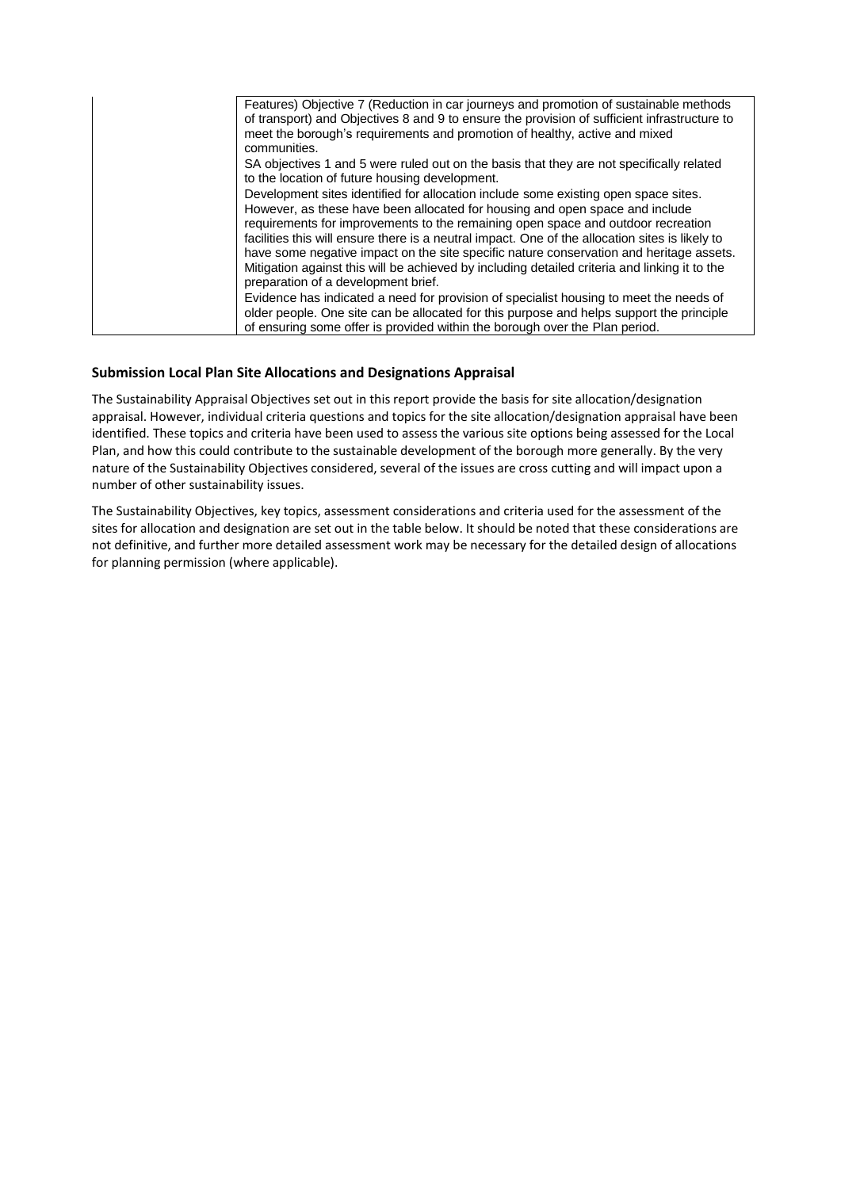|  | Features) Objective 7 (Reduction in car journeys and promotion of sustainable methods of transport) and Objectives 8 and 9 to ensure the provision of sufficient infrastructure to meet the borough's requirements and promotion of healthy, active and mixed communities.<br>SA objectives 1 and 5 were ruled out on the basis that they are not specifically related to the location of future housing development.<br>Development sites identified for allocation include some existing open space sites. However, as these have been allocated for housing and open space and include requirements for improvements to the remaining open space and outdoor recreation facilities this will ensure there is a neutral impact. One of the allocation sites is likely to have some negative impact on the site specific nature conservation and heritage assets. Mitigation against this will be achieved by including detailed criteria and linking it to the preparation of a development brief.<br>Evidence has indicated a need for provision of specialist housing to meet the needs of older people. One site can be allocated for this purpose and helps support the principle of ensuring some offer is provided within the borough over the Plan period. |
|---|---|

### Submission Local Plan Site Allocations and Designations Appraisal

The Sustainability Appraisal Objectives set out in this report provide the basis for site allocation/designation appraisal. However, individual criteria questions and topics for the site allocation/designation appraisal have been identified. These topics and criteria have been used to assess the various site options being assessed for the Local Plan, and how this could contribute to the sustainable development of the borough more generally. By the very nature of the Sustainability Objectives considered, several of the issues are cross cutting and will impact upon a number of other sustainability issues.

The Sustainability Objectives, key topics, assessment considerations and criteria used for the assessment of the sites for allocation and designation are set out in the table below. It should be noted that these considerations are not definitive, and further more detailed assessment work may be necessary for the detailed design of allocations for planning permission (where applicable).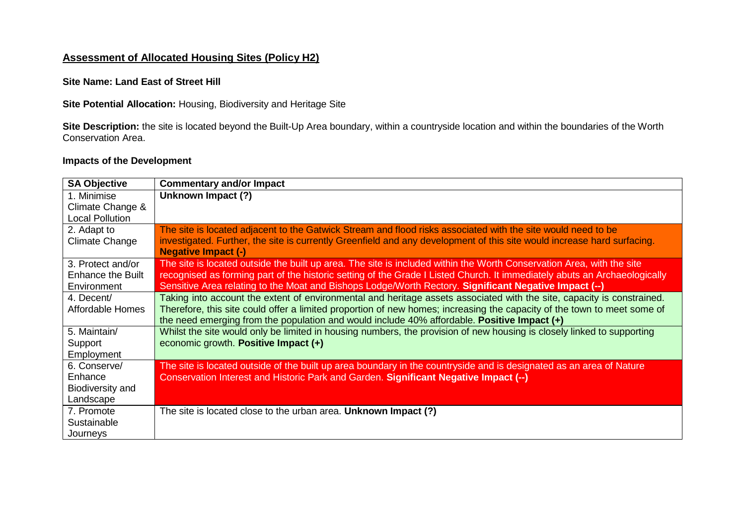## Assessment of Allocated Housing Sites (Policy H2)

**Site Name: Land East of Street Hill**

**Site Potential Allocation:** Housing, Biodiversity and Heritage Site

**Site Description:** the site is located beyond the Built-Up Area boundary, within a countryside location and within the boundaries of the Worth Conservation Area.

**Impacts of the Development**

| SA Objective | Commentary and/or Impact |
|---|---|
| 1. Minimise Climate Change & Local Pollution | **Unknown Impact (?)** |
| 2. Adapt to Climate Change | The site is located adjacent to the Gatwick Stream and flood risks associated with the site would need to be investigated. Further, the site is currently Greenfield and any development of this site would increase hard surfacing. **Negative Impact (-)** |
| 3. Protect and/or Enhance the Built Environment | The site is located outside the built up area. The site is included within the Worth Conservation Area, with the site recognised as forming part of the historic setting of the Grade I Listed Church. It immediately abuts an Archaeologically Sensitive Area relating to the Moat and Bishops Lodge/Worth Rectory. **Significant Negative Impact (--)** |
| 4. Decent/ Affordable Homes | Taking into account the extent of environmental and heritage assets associated with the site, capacity is constrained. Therefore, this site could offer a limited proportion of new homes; increasing the capacity of the town to meet some of the need emerging from the population and would include 40% affordable. **Positive Impact (+)** |
| 5. Maintain/ Support Employment | Whilst the site would only be limited in housing numbers, the provision of new housing is closely linked to supporting economic growth. **Positive Impact (+)** |
| 6. Conserve/ Enhance Biodiversity and Landscape | The site is located outside of the built up area boundary in the countryside and is designated as an area of Nature Conservation Interest and Historic Park and Garden. **Significant Negative Impact (--)** |
| 7. Promote Sustainable Journeys | The site is located close to the urban area. **Unknown Impact (?)** |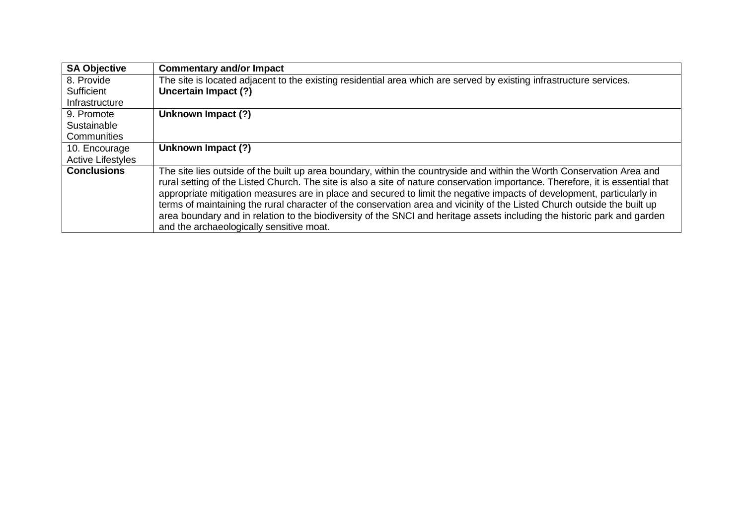| SA Objective | Commentary and/or Impact |
| --- | --- |
| 8. Provide Sufficient Infrastructure | The site is located adjacent to the existing residential area which are served by existing infrastructure services. **Uncertain Impact (?)** |
| 9. Promote Sustainable Communities | **Unknown Impact (?)** |
| 10. Encourage Active Lifestyles | **Unknown Impact (?)** |
| **Conclusions** | The site lies outside of the built up area boundary, within the countryside and within the Worth Conservation Area and rural setting of the Listed Church. The site is also a site of nature conservation importance. Therefore, it is essential that appropriate mitigation measures are in place and secured to limit the negative impacts of development, particularly in terms of maintaining the rural character of the conservation area and vicinity of the Listed Church outside the built up area boundary and in relation to the biodiversity of the SNCI and heritage assets including the historic park and garden and the archaeologically sensitive moat. |